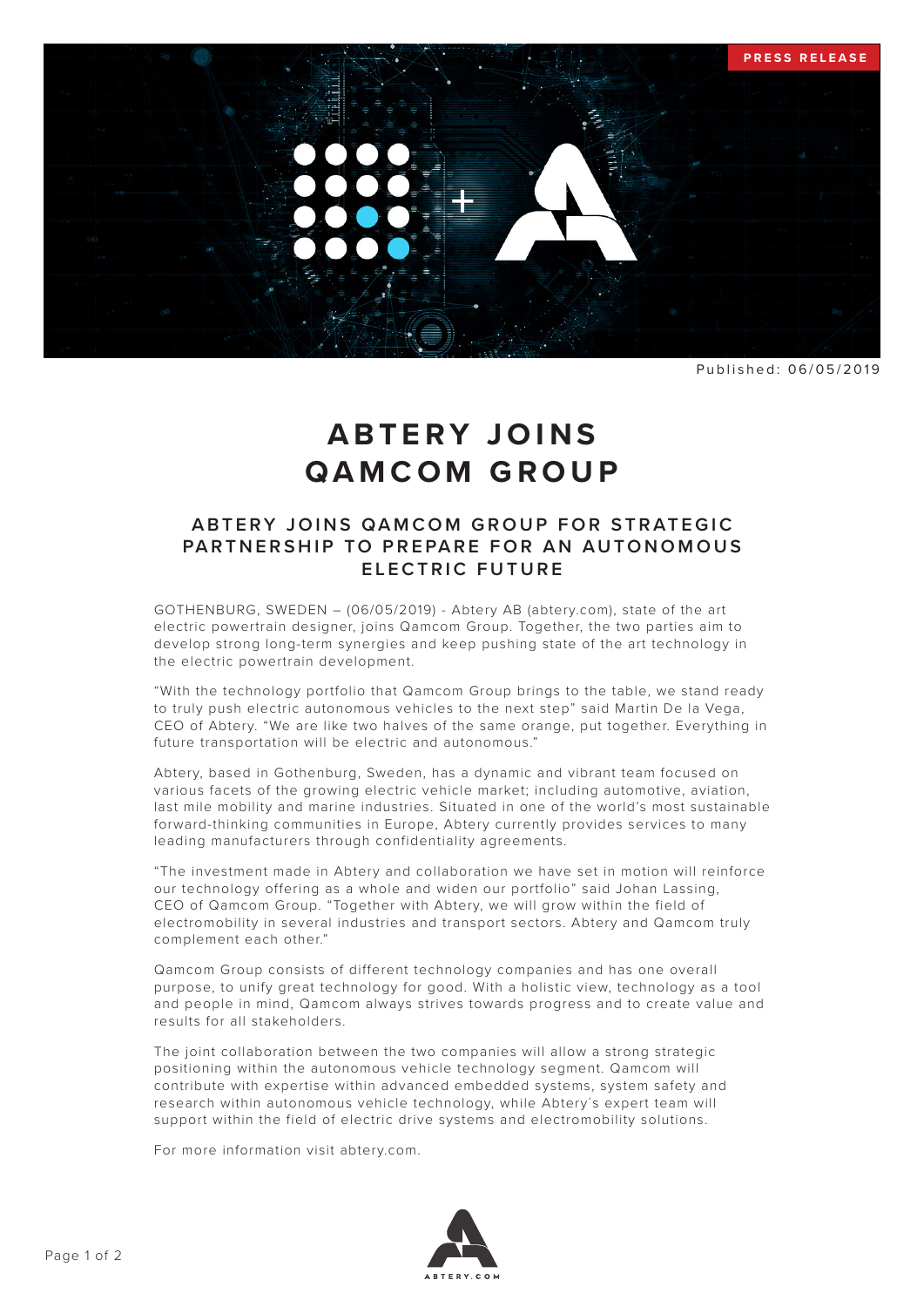PRESS RELEASE

Published: 06/05/2019

# ABTERY JOINS QAMCOM GROUP

## ABTERY JOINS QAMCOM GROUP FOR STRATEGIC PARTNERSHIP TO PREPARE FOR AN AUTONOMOUS ELECTRIC FUTURE

GOTHENBURG, SWEDEN – (06/05/2019) - Abtery AB (abtery.com), state of the art electric powertrain designer, joins Qamcom Group. Together, the two parties aim to develop strong long-term synergies and keep pushing state of the art technology in the electric powertrain development.

"With the technology portfolio that Qamcom Group brings to the table, we stand ready to truly push electric autonomous vehicles to the next step" said Martin De la Vega, CEO of Abtery. "We are like two halves of the same orange, put together. Everything in future transportation will be electric and autonomous."

Abtery, based in Gothenburg, Sweden, has a dynamic and vibrant team focused on various facets of the growing electric vehicle market; including automotive, aviation, last mile mobility and marine industries. Situated in one of the world's most sustainable forward-thinking communities in Europe, Abtery currently provides services to many leading manufacturers through confidentiality agreements.

"The investment made in Abtery and collaboration we have set in motion will reinforce our technology offering as a whole and widen our portfolio" said Johan Lassing, CEO of Qamcom Group. "Together with Abtery, we will grow within the field of electromobility in several industries and transport sectors. Abtery and Qamcom truly complement each other."

Qamcom Group consists of different technology companies and has one overall purpose, to unify great technology for good. With a holistic view, technology as a tool and people in mind, Qamcom always strives towards progress and to create value and results for all stakeholders.

The joint collaboration between the two companies will allow a strong strategic positioning within the autonomous vehicle technology segment. Qamcom will contribute with expertise within advanced embedded systems, system safety and research within autonomous vehicle technology, while Abtery´s expert team will support within the field of electric drive systems and electromobility solutions.

For more information visit abtery.com.

ABTERY.COM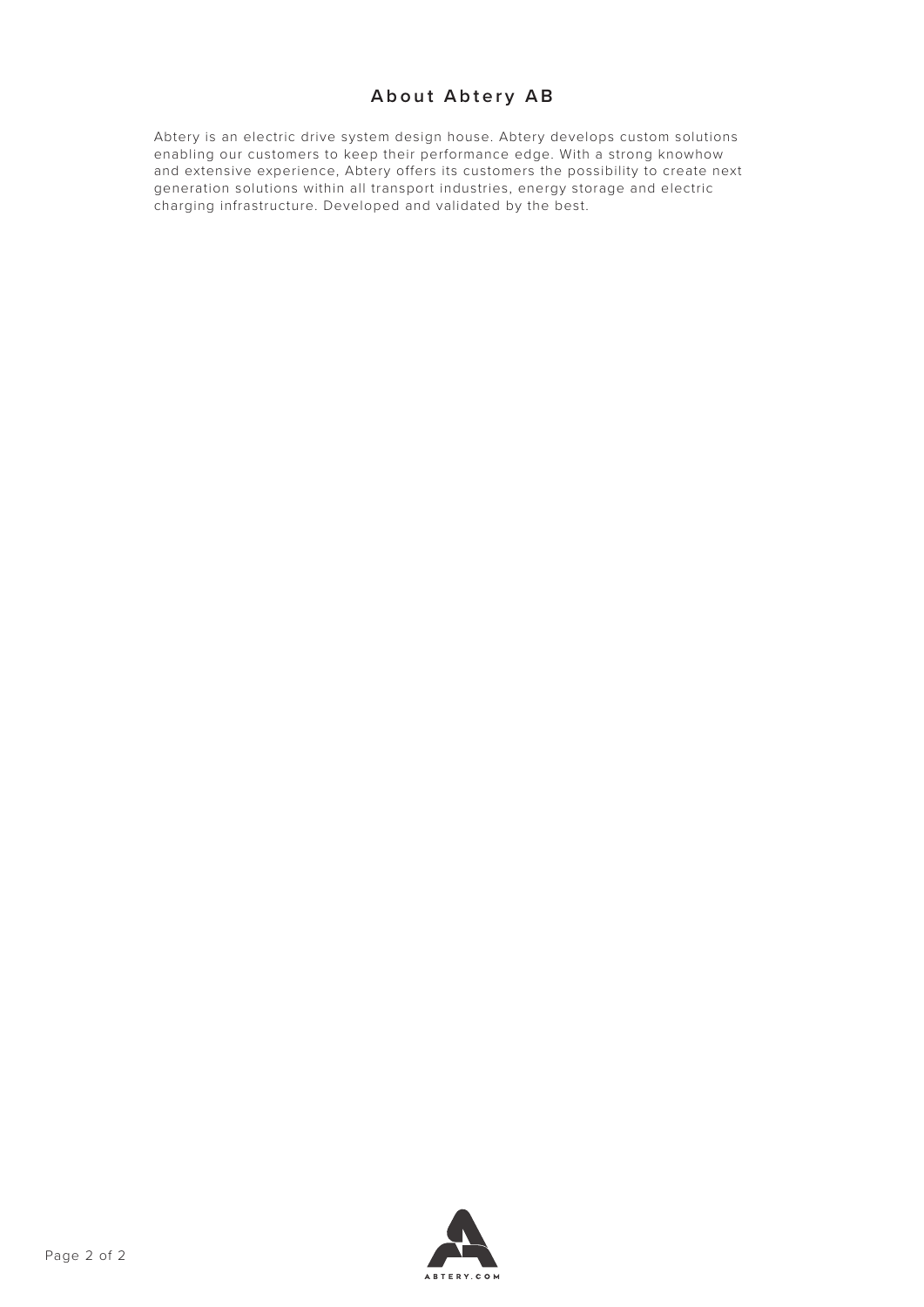## About Abtery AB

Abtery is an electric drive system design house. Abtery develops custom solutions enabling our customers to keep their performance edge. With a strong knowhow and extensive experience, Abtery offers its customers the possibility to create next generation solutions within all transport industries, energy storage and electric charging infrastructure. Developed and validated by the best.